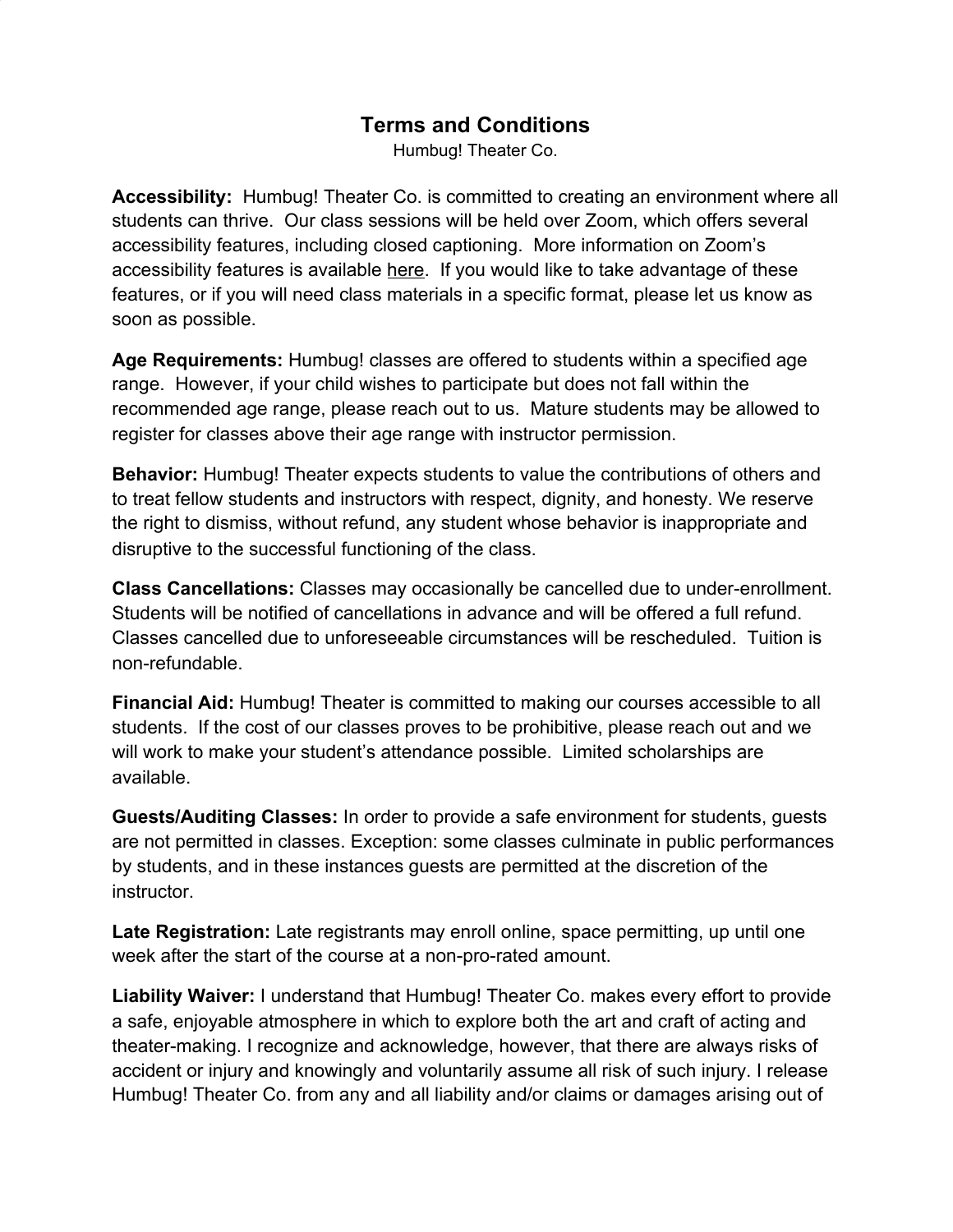# Terms and Conditions

Humbug! Theater Co.

**Accessibility:** Humbug! Theater Co. is committed to creating an environment where all students can thrive. Our class sessions will be held over Zoom, which offers several accessibility features, including closed captioning. More information on Zoom's accessibility features is available here. If you would like to take advantage of these features, or if you will need class materials in a specific format, please let us know as soon as possible.

**Age Requirements:** Humbug! classes are offered to students within a specified age range. However, if your child wishes to participate but does not fall within the recommended age range, please reach out to us. Mature students may be allowed to register for classes above their age range with instructor permission.

**Behavior:** Humbug! Theater expects students to value the contributions of others and to treat fellow students and instructors with respect, dignity, and honesty. We reserve the right to dismiss, without refund, any student whose behavior is inappropriate and disruptive to the successful functioning of the class.

**Class Cancellations:** Classes may occasionally be cancelled due to under-enrollment. Students will be notified of cancellations in advance and will be offered a full refund. Classes cancelled due to unforeseeable circumstances will be rescheduled. Tuition is non-refundable.

**Financial Aid:** Humbug! Theater is committed to making our courses accessible to all students. If the cost of our classes proves to be prohibitive, please reach out and we will work to make your student's attendance possible. Limited scholarships are available.

**Guests/Auditing Classes:** In order to provide a safe environment for students, guests are not permitted in classes. Exception: some classes culminate in public performances by students, and in these instances guests are permitted at the discretion of the instructor.

**Late Registration:** Late registrants may enroll online, space permitting, up until one week after the start of the course at a non-pro-rated amount.

**Liability Waiver:** I understand that Humbug! Theater Co. makes every effort to provide a safe, enjoyable atmosphere in which to explore both the art and craft of acting and theater-making. I recognize and acknowledge, however, that there are always risks of accident or injury and knowingly and voluntarily assume all risk of such injury. I release Humbug! Theater Co. from any and all liability and/or claims or damages arising out of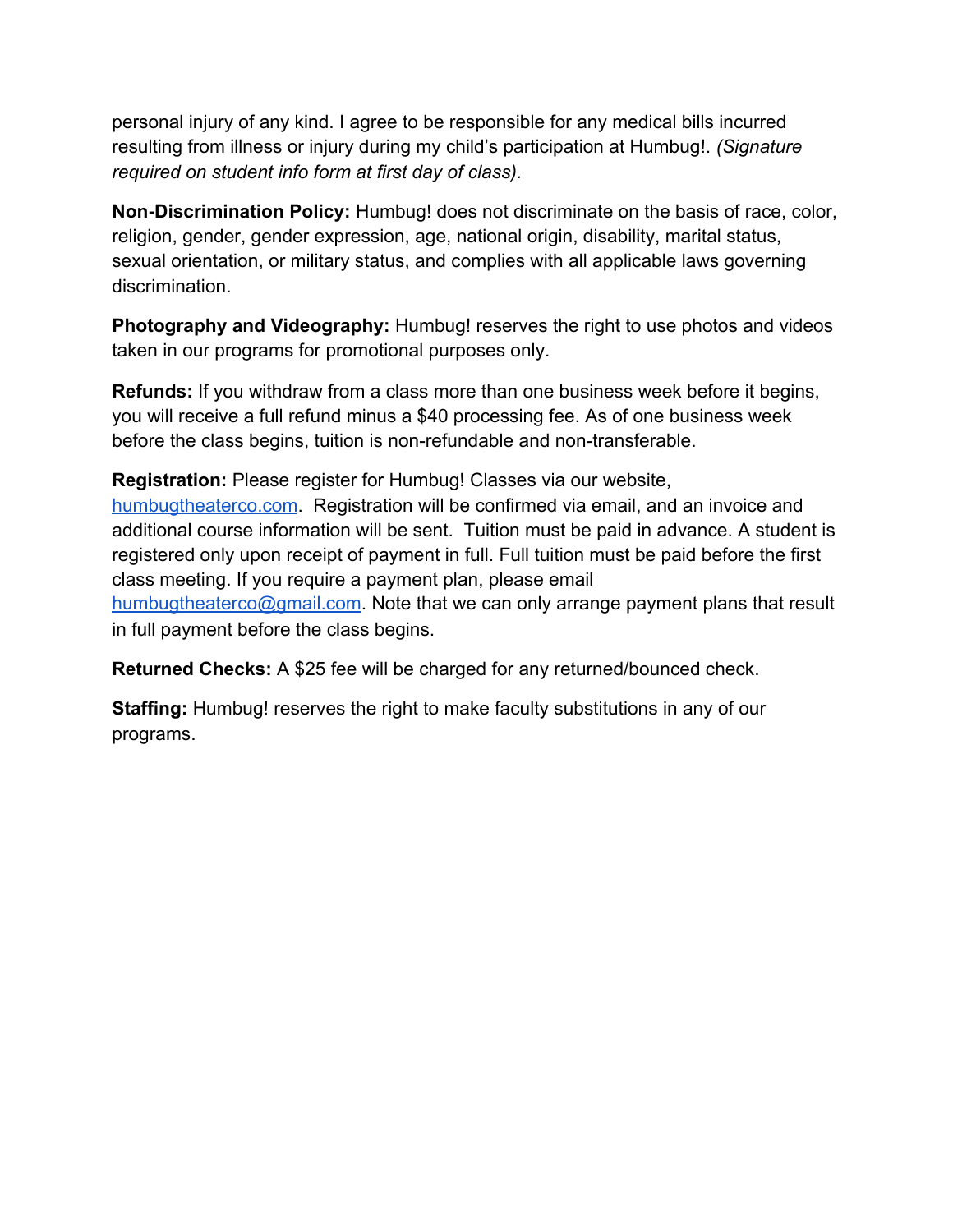personal injury of any kind. I agree to be responsible for any medical bills incurred resulting from illness or injury during my child's participation at Humbug!. *(Signature required on student info form at first day of class).*

**Non-Discrimination Policy:** Humbug! does not discriminate on the basis of race, color, religion, gender, gender expression, age, national origin, disability, marital status, sexual orientation, or military status, and complies with all applicable laws governing discrimination.

**Photography and Videography:** Humbug! reserves the right to use photos and videos taken in our programs for promotional purposes only.

**Refunds:** If you withdraw from a class more than one business week before it begins, you will receive a full refund minus a $40 processing fee. As of one business week before the class begins, tuition is non-refundable and non-transferable.

**Registration:** Please register for Humbug! Classes via our website, [humbugtheaterco.com](humbugtheaterco.com). Registration will be confirmed via email, and an invoice and additional course information will be sent. Tuition must be paid in advance. A student is registered only upon receipt of payment in full. Full tuition must be paid before the first class meeting. If you require a payment plan, please email [humbugtheaterco@gmail.com](mailto:humbugtheaterco@gmail.com). Note that we can only arrange payment plans that result in full payment before the class begins.

**Returned Checks:** A $25 fee will be charged for any returned/bounced check.

**Staffing:** Humbug! reserves the right to make faculty substitutions in any of our programs.